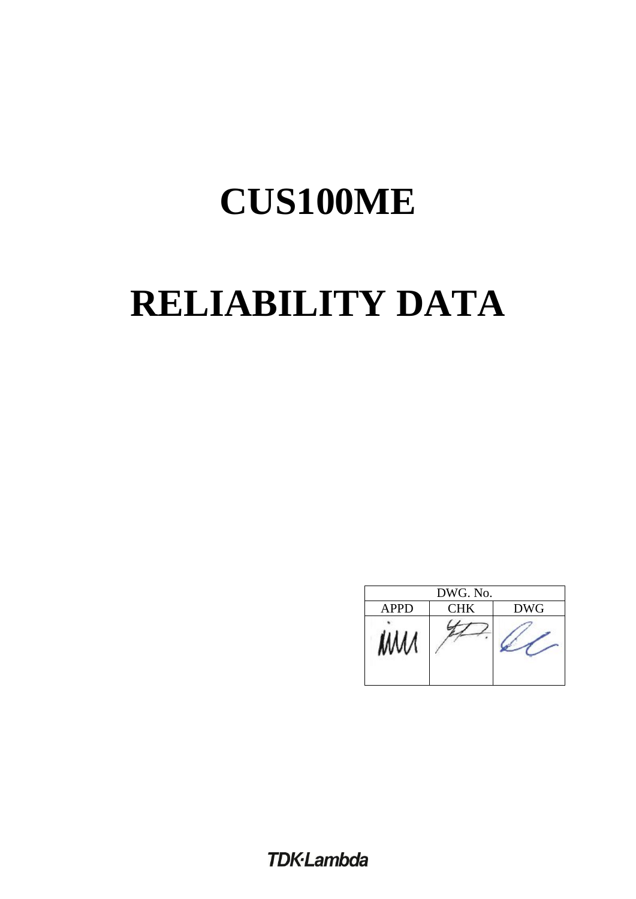# CUS100ME

# RELIABILITY DATA

| DWG. No. | | |
|---|---|---|
| APPD | CHK | DWG |
| | | |

TDK-Lambda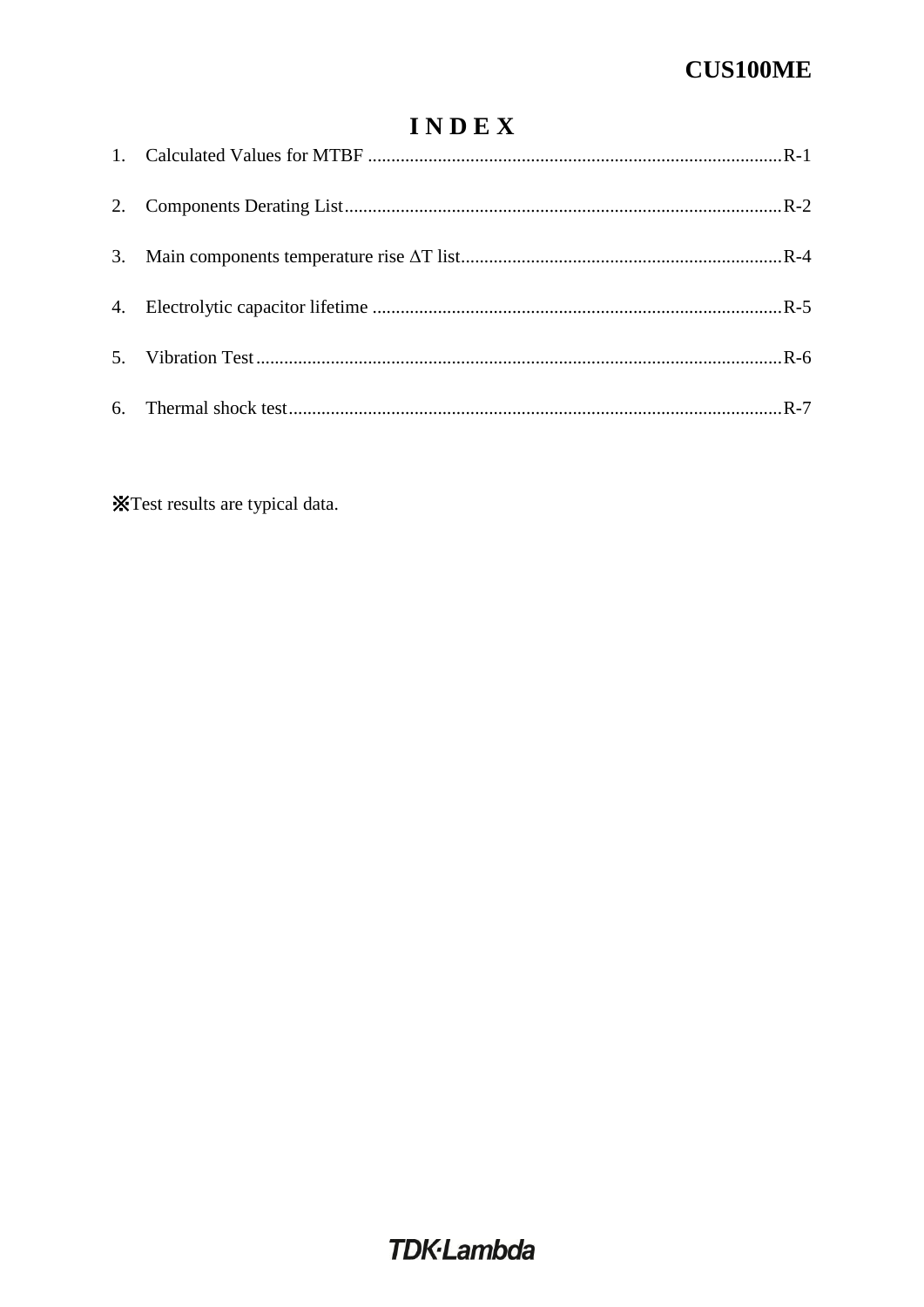# I N D E X

1. Calculated Values for MTBF ........................................................................................R-1
2. Components Derating List.............................................................................................R-2
3. Main components temperature rise ΔT list....................................................................R-4
4. Electrolytic capacitor lifetime .......................................................................................R-5
5. Vibration Test.................................................................................................................R-6
6. Thermal shock test..........................................................................................................R-7

※Test results are typical data.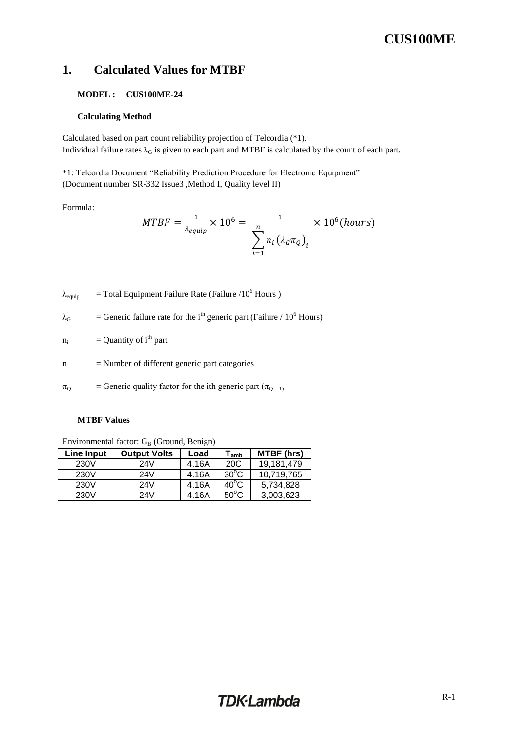# 1. Calculated Values for MTBF

**MODEL : CUS100ME-24**

**Calculating Method**

Calculated based on part count reliability projection of Telcordia (*1).
Individual failure rates $\lambda_G$ is given to each part and MTBF is calculated by the count of each part.

*1: Telcordia Document "Reliability Prediction Procedure for Electronic Equipment"
(Document number SR-332 Issue3 ,Method I, Quality level II)

Formula:

$$MTBF = \frac{1}{\lambda_{equip}} \times 10^6 = \frac{1}{\sum_{i=1}^{n} n_i \left(\lambda_G \pi_Q\right)_i} \times 10^6 (hours)$$

$\lambda_{equip}$ = Total Equipment Failure Rate (Failure /$10^6$ Hours )

$\lambda_G$ = Generic failure rate for the $i^{th}$ generic part (Failure / $10^6$ Hours)

$n_i$ = Quantity of $i^{th}$ part

n = Number of different generic part categories

$\pi_Q$ = Generic quality factor for the ith generic part ($\pi_{Q=1}$)

**MTBF Values**

Environmental factor: $G_B$ (Ground, Benign)

| Line Input | Output Volts | Load | $T_{amb}$ | MTBF (hrs) |
|---|---|---|---|---|
| 230V | 24V | 4.16A | 20C | 19,181,479 |
| 230V | 24V | 4.16A | 30°C | 10,719,765 |
| 230V | 24V | 4.16A | 40°C | 5,734,828 |
| 230V | 24V | 4.16A | 50°C | 3,003,623 |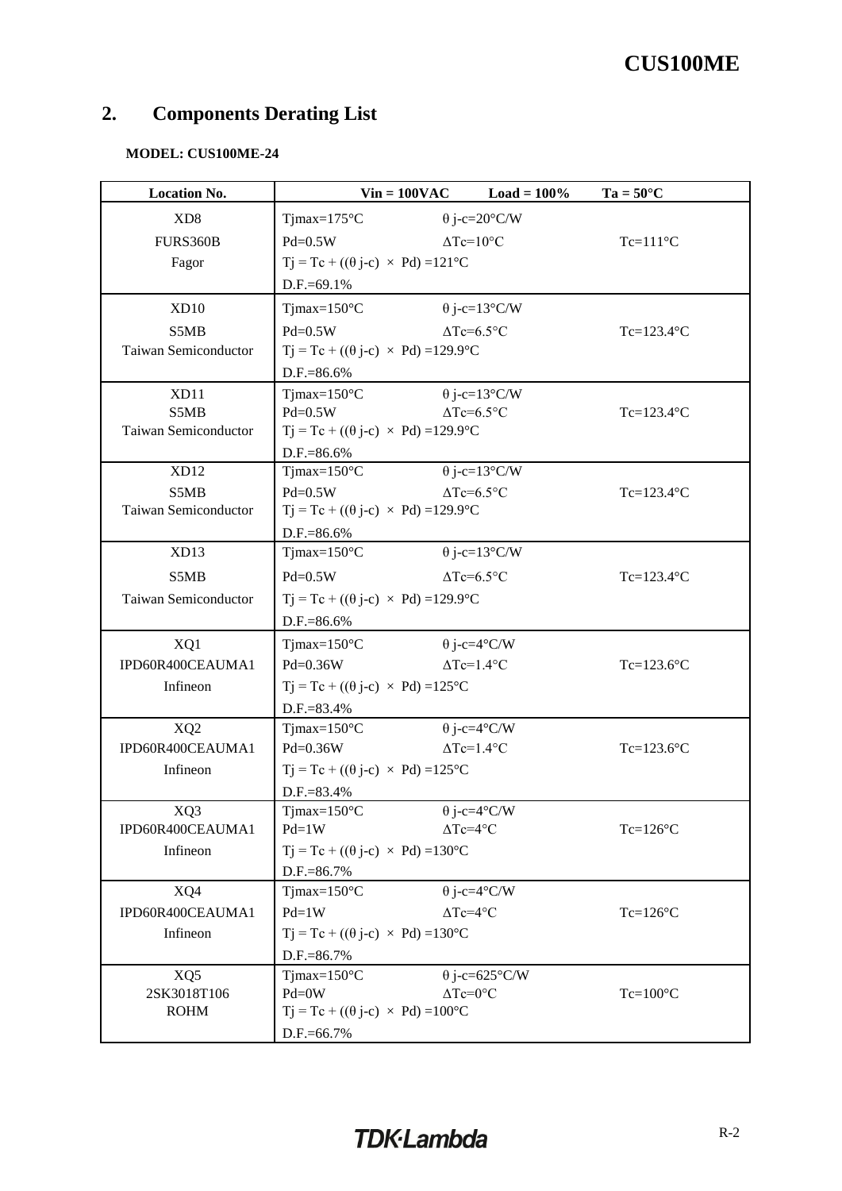## 2. Components Derating List

**MODEL: CUS100ME-24**

| Location No. | Vin = 100VAC　　Load = 100%　　Ta = 50°C |
|---|---|
| XD8<br>FURS360B<br>Fagor | Tjmax=175°C　　θ j-c=20°C/W<br>Pd=0.5W　　ΔTc=10°C　　Tc=111°C<br>Tj = Tc + ((θ j-c) × Pd) =121°C<br>D.F.=69.1% |
| XD10<br>S5MB<br>Taiwan Semiconductor | Tjmax=150°C　　θ j-c=13°C/W<br>Pd=0.5W　　ΔTc=6.5°C　　Tc=123.4°C<br>Tj = Tc + ((θ j-c) × Pd) =129.9°C<br>D.F.=86.6% |
| XD11<br>S5MB<br>Taiwan Semiconductor | Tjmax=150°C　　θ j-c=13°C/W<br>Pd=0.5W　　ΔTc=6.5°C　　Tc=123.4°C<br>Tj = Tc + ((θ j-c) × Pd) =129.9°C<br>D.F.=86.6% |
| XD12<br>S5MB<br>Taiwan Semiconductor | Tjmax=150°C　　θ j-c=13°C/W<br>Pd=0.5W　　ΔTc=6.5°C　　Tc=123.4°C<br>Tj = Tc + ((θ j-c) × Pd) =129.9°C<br>D.F.=86.6% |
| XD13<br>S5MB<br>Taiwan Semiconductor | Tjmax=150°C　　θ j-c=13°C/W<br>Pd=0.5W　　ΔTc=6.5°C　　Tc=123.4°C<br>Tj = Tc + ((θ j-c) × Pd) =129.9°C<br>D.F.=86.6% |
| XQ1<br>IPD60R400CEAUMA1<br>Infineon | Tjmax=150°C　　θ j-c=4°C/W<br>Pd=0.36W　　ΔTc=1.4°C　　Tc=123.6°C<br>Tj = Tc + ((θ j-c) × Pd) =125°C<br>D.F.=83.4% |
| XQ2<br>IPD60R400CEAUMA1<br>Infineon | Tjmax=150°C　　θ j-c=4°C/W<br>Pd=0.36W　　ΔTc=1.4°C　　Tc=123.6°C<br>Tj = Tc + ((θ j-c) × Pd) =125°C<br>D.F.=83.4% |
| XQ3<br>IPD60R400CEAUMA1<br>Infineon | Tjmax=150°C　　θ j-c=4°C/W<br>Pd=1W　　ΔTc=4°C　　Tc=126°C<br>Tj = Tc + ((θ j-c) × Pd) =130°C<br>D.F.=86.7% |
| XQ4<br>IPD60R400CEAUMA1<br>Infineon | Tjmax=150°C　　θ j-c=4°C/W<br>Pd=1W　　ΔTc=4°C　　Tc=126°C<br>Tj = Tc + ((θ j-c) × Pd) =130°C<br>D.F.=86.7% |
| XQ5<br>2SK3018T106<br>ROHM | Tjmax=150°C　　θ j-c=625°C/W<br>Pd=0W　　ΔTc=0°C　　Tc=100°C<br>Tj = Tc + ((θ j-c) × Pd) =100°C<br>D.F.=66.7% |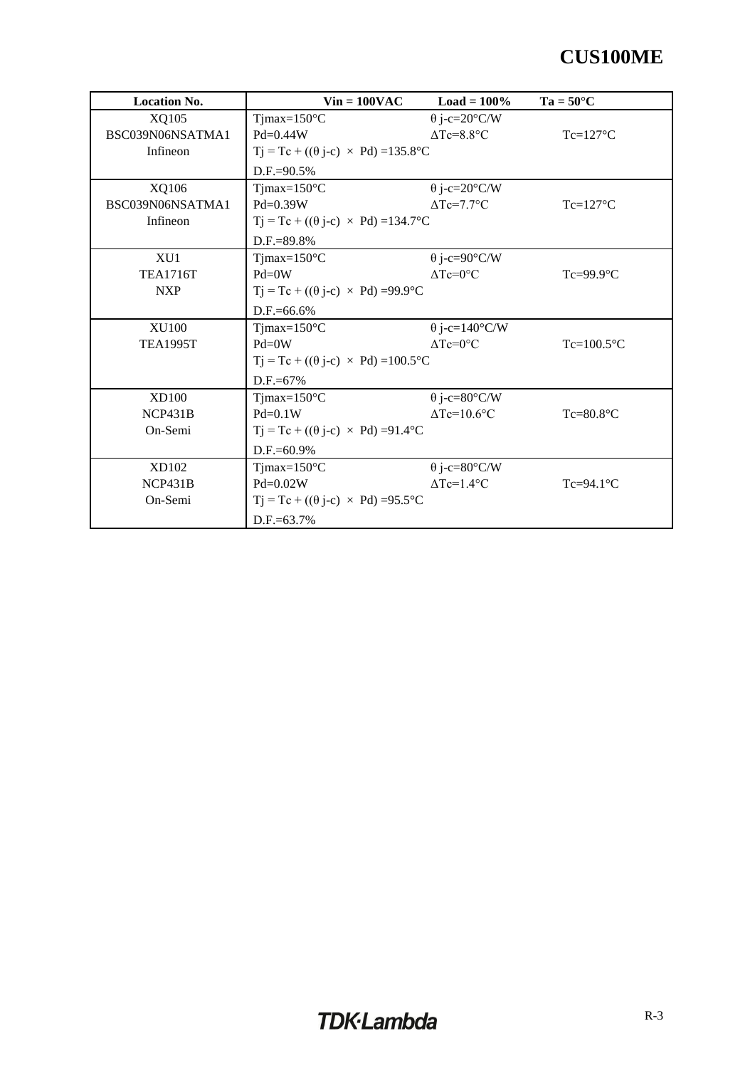| Location No. | Vin = 100VAC | Load = 100% | Ta = 50°C |
|---|---|---|---|
| XQ105<br>BSC039N06NSATMA1<br>Infineon | Tjmax=150°C<br>Pd=0.44W<br>Tj = Tc + ((θ j-c) × Pd) =135.8°C<br>D.F.=90.5% | θ j-c=20°C/W<br>ΔTc=8.8°C | <br>Tc=127°C |
| XQ106<br>BSC039N06NSATMA1<br>Infineon | Tjmax=150°C<br>Pd=0.39W<br>Tj = Tc + ((θ j-c) × Pd) =134.7°C<br>D.F.=89.8% | θ j-c=20°C/W<br>ΔTc=7.7°C | <br>Tc=127°C |
| XU1<br>TEA1716T<br>NXP | Tjmax=150°C<br>Pd=0W<br>Tj = Tc + ((θ j-c) × Pd) =99.9°C<br>D.F.=66.6% | θ j-c=90°C/W<br>ΔTc=0°C | <br>Tc=99.9°C |
| XU100<br>TEA1995T | Tjmax=150°C<br>Pd=0W<br>Tj = Tc + ((θ j-c) × Pd) =100.5°C<br>D.F.=67% | θ j-c=140°C/W<br>ΔTc=0°C | <br>Tc=100.5°C |
| XD100<br>NCP431B<br>On-Semi | Tjmax=150°C<br>Pd=0.1W<br>Tj = Tc + ((θ j-c) × Pd) =91.4°C<br>D.F.=60.9% | θ j-c=80°C/W<br>ΔTc=10.6°C | <br>Tc=80.8°C |
| XD102<br>NCP431B<br>On-Semi | Tjmax=150°C<br>Pd=0.02W<br>Tj = Tc + ((θ j-c) × Pd) =95.5°C<br>D.F.=63.7% | θ j-c=80°C/W<br>ΔTc=1.4°C | <br>Tc=94.1°C |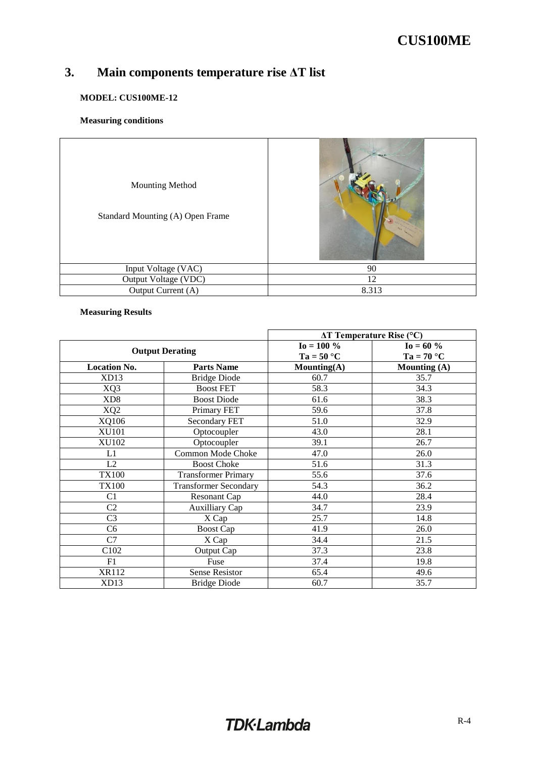## 3. Main components temperature rise ΔT list

**MODEL: CUS100ME-12**

**Measuring conditions**

| Mounting Method<br><br>Standard Mounting (A) Open Frame | |
|---|---|
| Input Voltage (VAC) | 90 |
| Output Voltage (VDC) | 12 |
| Output Current (A) | 8.313 |

**Measuring Results**

| | | ΔT Temperature Rise (°C) | |
|---|---|---|---|
| Output Derating | | Io = 100 %<br>Ta = 50 °C | Io = 60 %<br>Ta = 70 °C |
| **Location No.** | **Parts Name** | **Mounting(A)** | **Mounting (A)** |
| XD13 | Bridge Diode | 60.7 | 35.7 |
| XQ3 | Boost FET | 58.3 | 34.3 |
| XD8 | Boost Diode | 61.6 | 38.3 |
| XQ2 | Primary FET | 59.6 | 37.8 |
| XQ106 | Secondary FET | 51.0 | 32.9 |
| XU101 | Optocoupler | 43.0 | 28.1 |
| XU102 | Optocoupler | 39.1 | 26.7 |
| L1 | Common Mode Choke | 47.0 | 26.0 |
| L2 | Boost Choke | 51.6 | 31.3 |
| TX100 | Transformer Primary | 55.6 | 37.6 |
| TX100 | Transformer Secondary | 54.3 | 36.2 |
| C1 | Resonant Cap | 44.0 | 28.4 |
| C2 | Auxilliary Cap | 34.7 | 23.9 |
| C3 | X Cap | 25.7 | 14.8 |
| C6 | Boost Cap | 41.9 | 26.0 |
| C7 | X Cap | 34.4 | 21.5 |
| C102 | Output Cap | 37.3 | 23.8 |
| F1 | Fuse | 37.4 | 19.8 |
| XR112 | Sense Resistor | 65.4 | 49.6 |
| XD13 | Bridge Diode | 60.7 | 35.7 |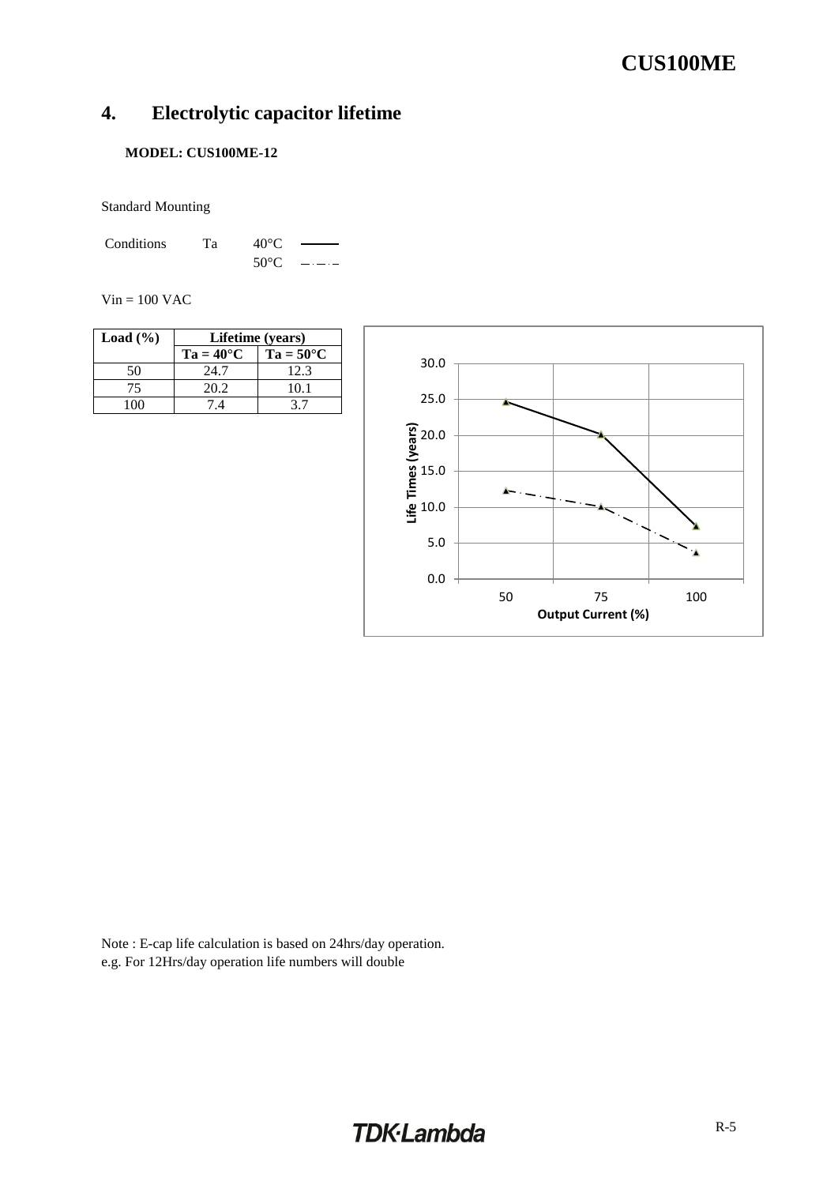## 4. Electrolytic capacitor lifetime

**MODEL: CUS100ME-12**

Standard Mounting

Conditions Ta 40°C ———
50°C —·—·—

Vin = 100 VAC

| Load (%) | Lifetime (years) | |
|---|---|---|
| | Ta = 40°C | Ta = 50°C |
| 50 | 24.7 | 12.3 |
| 75 | 20.2 | 10.1 |
| 100 | 7.4 | 3.7 |

Note : E-cap life calculation is based on 24hrs/day operation.
e.g. For 12Hrs/day operation life numbers will double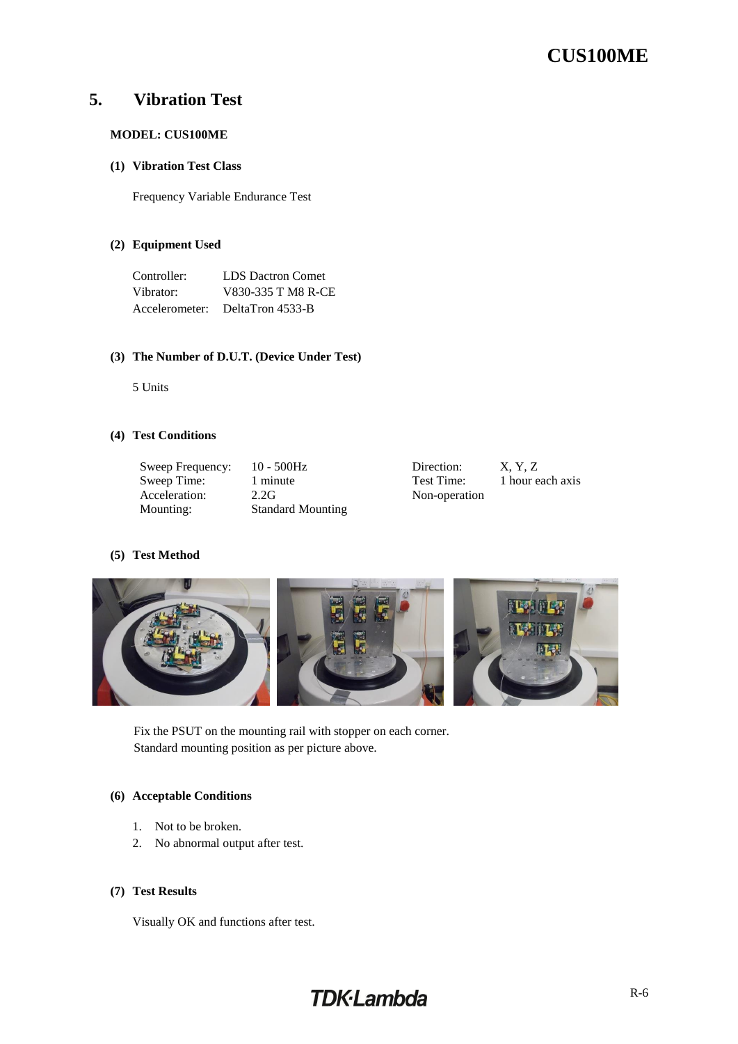# 5. Vibration Test

**MODEL: CUS100ME**

**(1) Vibration Test Class**

Frequency Variable Endurance Test

**(2) Equipment Used**

| | |
|---|---|
| Controller: | LDS Dactron Comet |
| Vibrator: | V830-335 T M8 R-CE |
| Accelerometer: | DeltaTron 4533-B |

**(3) The Number of D.U.T. (Device Under Test)**

5 Units

**(4) Test Conditions**

| | | | |
|---|---|---|---|
| Sweep Frequency: | 10 - 500Hz | Direction: | X, Y, Z |
| Sweep Time: | 1 minute | Test Time: | 1 hour each axis |
| Acceleration: | 2.2G | Non-operation | |
| Mounting: | Standard Mounting | | |

**(5) Test Method**

Fix the PSUT on the mounting rail with stopper on each corner.
Standard mounting position as per picture above.

**(6) Acceptable Conditions**

1. Not to be broken.
2. No abnormal output after test.

**(7) Test Results**

Visually OK and functions after test.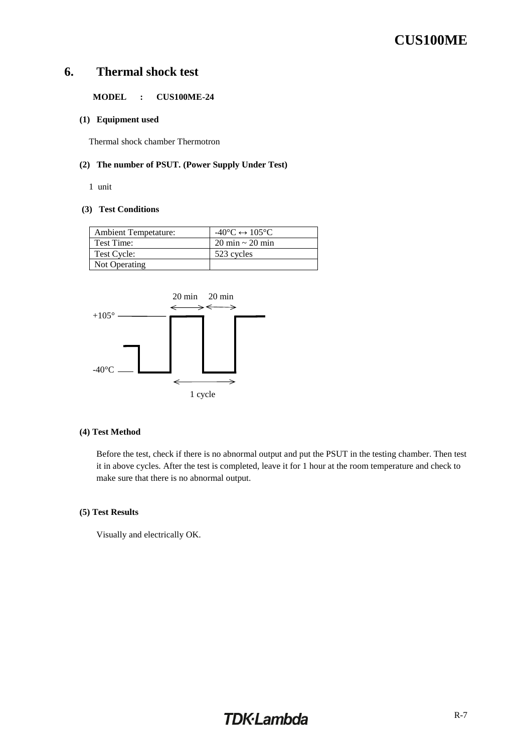## 6. Thermal shock test

**MODEL : CUS100ME-24**

**(1) Equipment used**

Thermal shock chamber Thermotron

**(2) The number of PSUT. (Power Supply Under Test)**

1 unit

**(3) Test Conditions**

| | |
|---|---|
| Ambient Tempetature: | -40°C ↔ 105°C |
| Test Time: | 20 min ~ 20 min |
| Test Cycle: | 523 cycles |
| Not Operating | |

20 min 20 min

+105°

-40°C

1 cycle

**(4) Test Method**

Before the test, check if there is no abnormal output and put the PSUT in the testing chamber. Then test it in above cycles. After the test is completed, leave it for 1 hour at the room temperature and check to make sure that there is no abnormal output.

**(5) Test Results**

Visually and electrically OK.